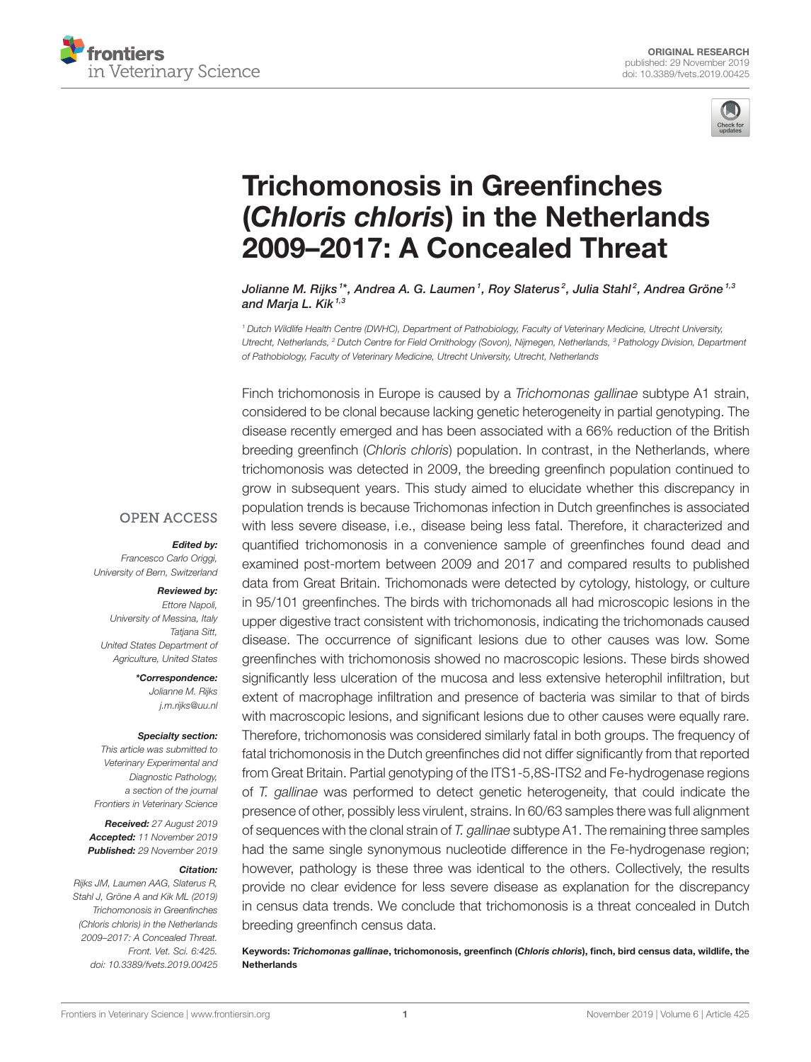ORIGINAL RESEARCH
published: 29 November 2019
doi: 10.3389/fvets.2019.00425

# Trichomonosis in Greenfinches (*Chloris chloris*) in the Netherlands 2009–2017: A Concealed Threat

*Jolianne M. Rijks[1]\*, Andrea A. G. Laumen[1], Roy Slaterus[2], Julia Stahl[2], Andrea Gröne[1,3] and Marja L. Kik[1,3]*

[1] Dutch Wildlife Health Centre (DWHC), Department of Pathobiology, Faculty of Veterinary Medicine, Utrecht University, Utrecht, Netherlands, [2] Dutch Centre for Field Ornithology (Sovon), Nijmegen, Netherlands, [3] Pathology Division, Department of Pathobiology, Faculty of Veterinary Medicine, Utrecht University, Utrecht, Netherlands

OPEN ACCESS

**Edited by:**
Francesco Carlo Origgi, University of Bern, Switzerland

**Reviewed by:**
Ettore Napoli, University of Messina, Italy
Tatjana Sitt, United States Department of Agriculture, United States

**\*Correspondence:**
Jolianne M. Rijks
j.m.rijks@uu.nl

**Specialty section:**
This article was submitted to Veterinary Experimental and Diagnostic Pathology, a section of the journal Frontiers in Veterinary Science

**Received:** 27 August 2019
**Accepted:** 11 November 2019
**Published:** 29 November 2019

**Citation:**
Rijks JM, Laumen AAG, Slaterus R, Stahl J, Gröne A and Kik ML (2019) Trichomonosis in Greenfinches (Chloris chloris) in the Netherlands 2009–2017: A Concealed Threat. Front. Vet. Sci. 6:425. doi: 10.3389/fvets.2019.00425

Finch trichomonosis in Europe is caused by a *Trichomonas gallinae* subtype A1 strain, considered to be clonal because lacking genetic heterogeneity in partial genotyping. The disease recently emerged and has been associated with a 66% reduction of the British breeding greenfinch (*Chloris chloris*) population. In contrast, in the Netherlands, where trichomonosis was detected in 2009, the breeding greenfinch population continued to grow in subsequent years. This study aimed to elucidate whether this discrepancy in population trends is because Trichomonas infection in Dutch greenfinches is associated with less severe disease, i.e., disease being less fatal. Therefore, it characterized and quantified trichomonosis in a convenience sample of greenfinches found dead and examined post-mortem between 2009 and 2017 and compared results to published data from Great Britain. Trichomonads were detected by cytology, histology, or culture in 95/101 greenfinches. The birds with trichomonads all had microscopic lesions in the upper digestive tract consistent with trichomonosis, indicating the trichomonads caused disease. The occurrence of significant lesions due to other causes was low. Some greenfinches with trichomonosis showed no macroscopic lesions. These birds showed significantly less ulceration of the mucosa and less extensive heterophil infiltration, but extent of macrophage infiltration and presence of bacteria was similar to that of birds with macroscopic lesions, and significant lesions due to other causes were equally rare. Therefore, trichomonosis was considered similarly fatal in both groups. The frequency of fatal trichomonosis in the Dutch greenfinches did not differ significantly from that reported from Great Britain. Partial genotyping of the ITS1-5,8S-ITS2 and Fe-hydrogenase regions of *T. gallinae* was performed to detect genetic heterogeneity, that could indicate the presence of other, possibly less virulent, strains. In 60/63 samples there was full alignment of sequences with the clonal strain of *T. gallinae* subtype A1. The remaining three samples had the same single synonymous nucleotide difference in the Fe-hydrogenase region; however, pathology is these three was identical to the others. Collectively, the results provide no clear evidence for less severe disease as explanation for the discrepancy in census data trends. We conclude that trichomonosis is a threat concealed in Dutch breeding greenfinch census data.

**Keywords:** ***Trichomonas gallinae*, trichomonosis, greenfinch (*Chloris chloris*), finch, bird census data, wildlife, the Netherlands**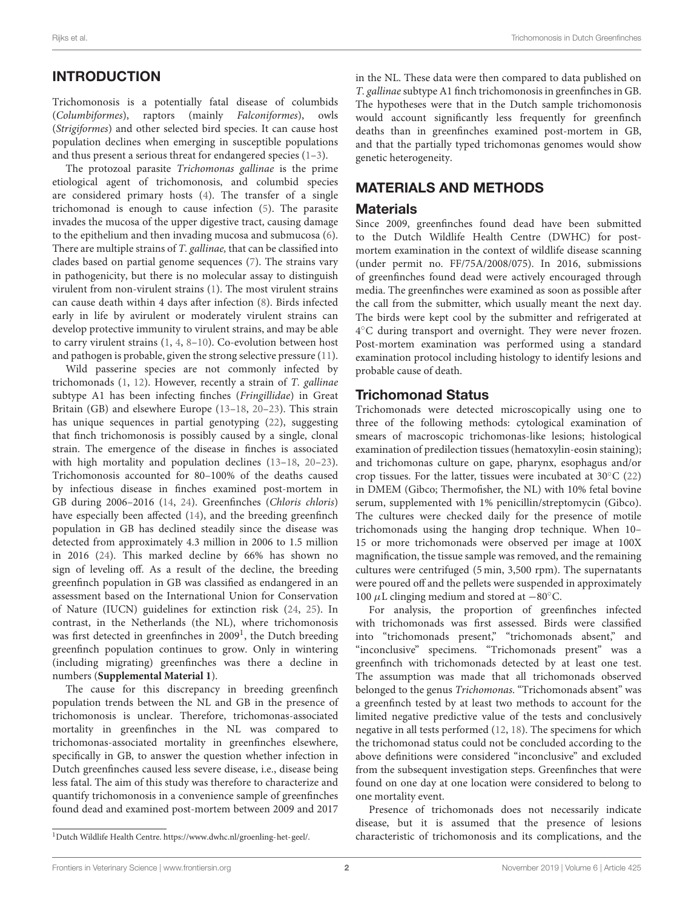## INTRODUCTION

Trichomonosis is a potentially fatal disease of columbids (*Columbiformes*), raptors (mainly *Falconiformes*), owls (*Strigiformes*) and other selected bird species. It can cause host population declines when emerging in susceptible populations and thus present a serious threat for endangered species (1–3).

The protozoal parasite *Trichomonas gallinae* is the prime etiological agent of trichomonosis, and columbid species are considered primary hosts (4). The transfer of a single trichomonad is enough to cause infection (5). The parasite invades the mucosa of the upper digestive tract, causing damage to the epithelium and then invading mucosa and submucosa (6). There are multiple strains of *T. gallinae,* that can be classified into clades based on partial genome sequences (7). The strains vary in pathogenicity, but there is no molecular assay to distinguish virulent from non-virulent strains (1). The most virulent strains can cause death within 4 days after infection (8). Birds infected early in life by avirulent or moderately virulent strains can develop protective immunity to virulent strains, and may be able to carry virulent strains (1, 4, 8–10). Co-evolution between host and pathogen is probable, given the strong selective pressure (11).

Wild passerine species are not commonly infected by trichomonads (1, 12). However, recently a strain of *T. gallinae* subtype A1 has been infecting finches (*Fringillidae*) in Great Britain (GB) and elsewhere Europe (13–18, 20–23). This strain has unique sequences in partial genotyping (22), suggesting that finch trichomonosis is possibly caused by a single, clonal strain. The emergence of the disease in finches is associated with high mortality and population declines (13–18, 20–23). Trichomonosis accounted for 80–100% of the deaths caused by infectious disease in finches examined post-mortem in GB during 2006–2016 (14, 24). Greenfinches (*Chloris chloris*) have especially been affected (14), and the breeding greenfinch population in GB has declined steadily since the disease was detected from approximately 4.3 million in 2006 to 1.5 million in 2016 (24). This marked decline by 66% has shown no sign of leveling off. As a result of the decline, the breeding greenfinch population in GB was classified as endangered in an assessment based on the International Union for Conservation of Nature (IUCN) guidelines for extinction risk (24, 25). In contrast, in the Netherlands (the NL), where trichomonosis was first detected in greenfinches in 2009[1], the Dutch breeding greenfinch population continues to grow. Only in wintering (including migrating) greenfinches was there a decline in numbers (**Supplemental Material 1**).

The cause for this discrepancy in breeding greenfinch population trends between the NL and GB in the presence of trichomonosis is unclear. Therefore, trichomonas-associated mortality in greenfinches in the NL was compared to trichomonas-associated mortality in greenfinches elsewhere, specifically in GB, to answer the question whether infection in Dutch greenfinches caused less severe disease, i.e., disease being less fatal. The aim of this study was therefore to characterize and quantify trichomonosis in a convenience sample of greenfinches found dead and examined post-mortem between 2009 and 2017 in the NL. These data were then compared to data published on *T. gallinae* subtype A1 finch trichomonosis in greenfinches in GB. The hypotheses were that in the Dutch sample trichomonosis would account significantly less frequently for greenfinch deaths than in greenfinches examined post-mortem in GB, and that the partially typed trichomonas genomes would show genetic heterogeneity.

[1] Dutch Wildlife Health Centre. https://www.dwhc.nl/groenling-het-geel/.

## MATERIALS AND METHODS

### Materials

Since 2009, greenfinches found dead have been submitted to the Dutch Wildlife Health Centre (DWHC) for post-mortem examination in the context of wildlife disease scanning (under permit no. FF/75A/2008/075). In 2016, submissions of greenfinches found dead were actively encouraged through media. The greenfinches were examined as soon as possible after the call from the submitter, which usually meant the next day. The birds were kept cool by the submitter and refrigerated at 4°C during transport and overnight. They were never frozen. Post-mortem examination was performed using a standard examination protocol including histology to identify lesions and probable cause of death.

### Trichomonad Status

Trichomonads were detected microscopically using one to three of the following methods: cytological examination of smears of macroscopic trichomonas-like lesions; histological examination of predilection tissues (hematoxylin-eosin staining); and trichomonas culture on gape, pharynx, esophagus and/or crop tissues. For the latter, tissues were incubated at 30°C (22) in DMEM (Gibco; Thermofisher, the NL) with 10% fetal bovine serum, supplemented with 1% penicillin/streptomycin (Gibco). The cultures were checked daily for the presence of motile trichomonads using the hanging drop technique. When 10–15 or more trichomonads were observed per image at 100X magnification, the tissue sample was removed, and the remaining cultures were centrifuged (5 min, 3,500 rpm). The supernatants were poured off and the pellets were suspended in approximately 100 $\mu$L clinging medium and stored at −80°C.

For analysis, the proportion of greenfinches infected with trichomonads was first assessed. Birds were classified into "trichomonads present," "trichomonads absent," and "inconclusive" specimens. "Trichomonads present" was a greenfinch with trichomonads detected by at least one test. The assumption was made that all trichomonads observed belonged to the genus *Trichomonas*. "Trichomonads absent" was a greenfinch tested by at least two methods to account for the limited negative predictive value of the tests and conclusively negative in all tests performed (12, 18). The specimens for which the trichomonad status could not be concluded according to the above definitions were considered "inconclusive" and excluded from the subsequent investigation steps. Greenfinches that were found on one day at one location were considered to belong to one mortality event.

Presence of trichomonads does not necessarily indicate disease, but it is assumed that the presence of lesions characteristic of trichomonosis and its complications, and the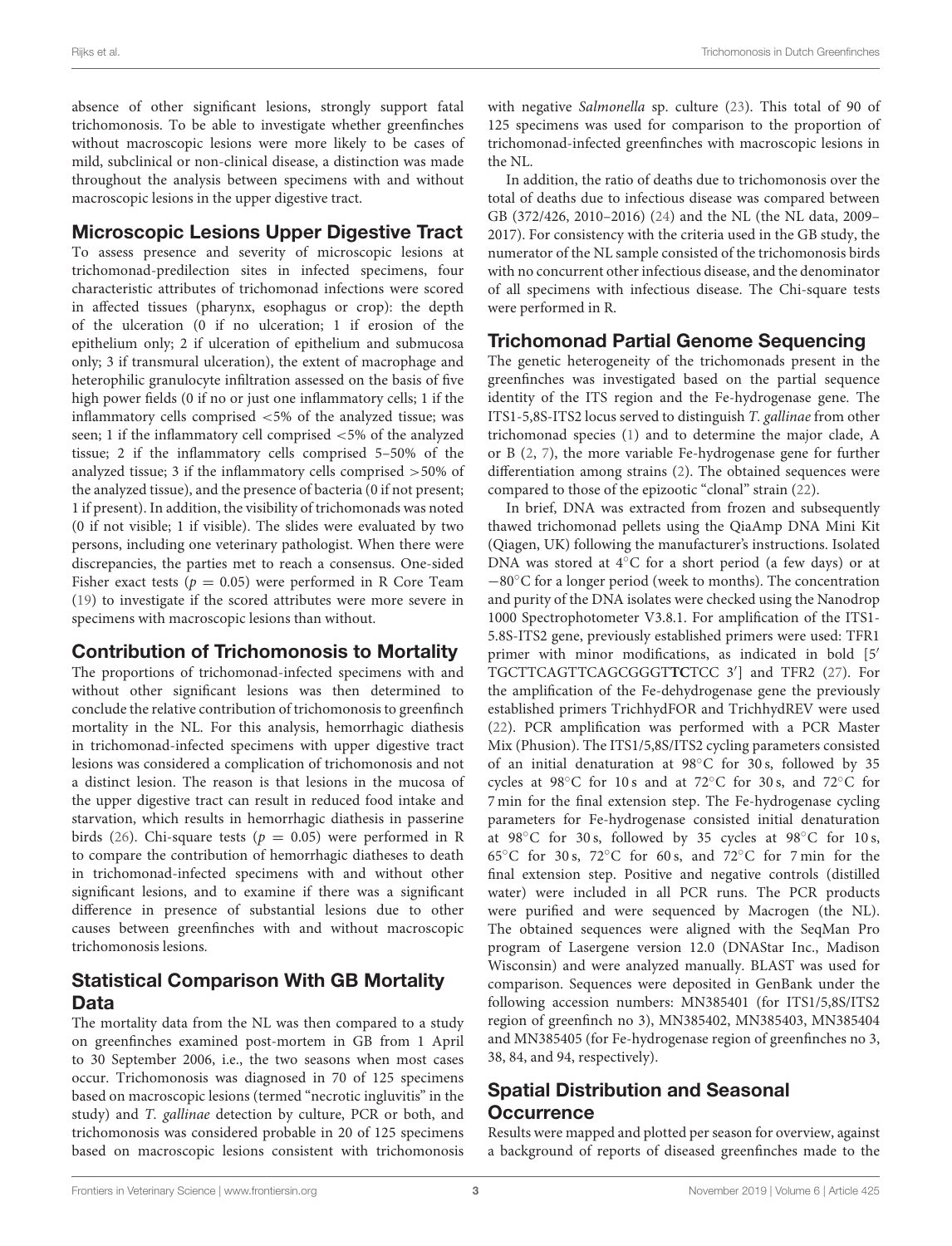absence of other significant lesions, strongly support fatal trichomonosis. To be able to investigate whether greenfinches without macroscopic lesions were more likely to be cases of mild, subclinical or non-clinical disease, a distinction was made throughout the analysis between specimens with and without macroscopic lesions in the upper digestive tract.

## Microscopic Lesions Upper Digestive Tract

To assess presence and severity of microscopic lesions at trichomonad-predilection sites in infected specimens, four characteristic attributes of trichomonad infections were scored in affected tissues (pharynx, esophagus or crop): the depth of the ulceration (0 if no ulceration; 1 if erosion of the epithelium only; 2 if ulceration of epithelium and submucosa only; 3 if transmural ulceration), the extent of macrophage and heterophilic granulocyte infiltration assessed on the basis of five high power fields (0 if no or just one inflammatory cells; 1 if the inflammatory cells comprised <5% of the analyzed tissue; was seen; 1 if the inflammatory cell comprised <5% of the analyzed tissue; 2 if the inflammatory cells comprised 5–50% of the analyzed tissue; 3 if the inflammatory cells comprised >50% of the analyzed tissue), and the presence of bacteria (0 if not present; 1 if present). In addition, the visibility of trichomonads was noted (0 if not visible; 1 if visible). The slides were evaluated by two persons, including one veterinary pathologist. When there were discrepancies, the parties met to reach a consensus. One-sided Fisher exact tests ($p = 0.05$) were performed in R Core Team (19) to investigate if the scored attributes were more severe in specimens with macroscopic lesions than without.

## Contribution of Trichomonosis to Mortality

The proportions of trichomonad-infected specimens with and without other significant lesions was then determined to conclude the relative contribution of trichomonosis to greenfinch mortality in the NL. For this analysis, hemorrhagic diathesis in trichomonad-infected specimens with upper digestive tract lesions was considered a complication of trichomonosis and not a distinct lesion. The reason is that lesions in the mucosa of the upper digestive tract can result in reduced food intake and starvation, which results in hemorrhagic diathesis in passerine birds (26). Chi-square tests ($p = 0.05$) were performed in R to compare the contribution of hemorrhagic diatheses to death in trichomonad-infected specimens with and without other significant lesions, and to examine if there was a significant difference in presence of substantial lesions due to other causes between greenfinches with and without macroscopic trichomonosis lesions.

## Statistical Comparison With GB Mortality Data

The mortality data from the NL was then compared to a study on greenfinches examined post-mortem in GB from 1 April to 30 September 2006, i.e., the two seasons when most cases occur. Trichomonosis was diagnosed in 70 of 125 specimens based on macroscopic lesions (termed "necrotic ingluvitis" in the study) and *T. gallinae* detection by culture, PCR or both, and trichomonosis was considered probable in 20 of 125 specimens based on macroscopic lesions consistent with trichomonosis with negative *Salmonella* sp. culture (23). This total of 90 of 125 specimens was used for comparison to the proportion of trichomonad-infected greenfinches with macroscopic lesions in the NL.

In addition, the ratio of deaths due to trichomonosis over the total of deaths due to infectious disease was compared between GB (372/426, 2010–2016) (24) and the NL (the NL data, 2009–2017). For consistency with the criteria used in the GB study, the numerator of the NL sample consisted of the trichomonosis birds with no concurrent other infectious disease, and the denominator of all specimens with infectious disease. The Chi-square tests were performed in R.

## Trichomonad Partial Genome Sequencing

The genetic heterogeneity of the trichomonads present in the greenfinches was investigated based on the partial sequence identity of the ITS region and the Fe-hydrogenase gene. The ITS1-5,8S-ITS2 locus served to distinguish *T. gallinae* from other trichomonad species (1) and to determine the major clade, A or B (2, 7), the more variable Fe-hydrogenase gene for further differentiation among strains (2). The obtained sequences were compared to those of the epizootic "clonal" strain (22).

In brief, DNA was extracted from frozen and subsequently thawed trichomonad pellets using the QiaAmp DNA Mini Kit (Qiagen, UK) following the manufacturer's instructions. Isolated DNA was stored at 4°C for a short period (a few days) or at −80°C for a longer period (week to months). The concentration and purity of the DNA isolates were checked using the Nanodrop 1000 Spectrophotometer V3.8.1. For amplification of the ITS1-5.8S-ITS2 gene, previously established primers were used: TFR1 primer with minor modifications, as indicated in bold [5′ TGCTTCAGTTCAGCGGGT**TC**TCC 3′] and TFR2 (27). For the amplification of the Fe-dehydrogenase gene the previously established primers TrichhydFOR and TrichhydREV were used (22). PCR amplification was performed with a PCR Master Mix (Phusion). The ITS1/5,8S/ITS2 cycling parameters consisted of an initial denaturation at 98°C for 30 s, followed by 35 cycles at 98°C for 10 s and at 72°C for 30 s, and 72°C for 7 min for the final extension step. The Fe-hydrogenase cycling parameters for Fe-hydrogenase consisted initial denaturation at 98°C for 30 s, followed by 35 cycles at 98°C for 10 s, 65°C for 30 s, 72°C for 60 s, and 72°C for 7 min for the final extension step. Positive and negative controls (distilled water) were included in all PCR runs. The PCR products were purified and were sequenced by Macrogen (the NL). The obtained sequences were aligned with the SeqMan Pro program of Lasergene version 12.0 (DNAStar Inc., Madison Wisconsin) and were analyzed manually. BLAST was used for comparison. Sequences were deposited in GenBank under the following accession numbers: MN385401 (for ITS1/5,8S/ITS2 region of greenfinch no 3), MN385402, MN385403, MN385404 and MN385405 (for Fe-hydrogenase region of greenfinches no 3, 38, 84, and 94, respectively).

## Spatial Distribution and Seasonal Occurrence

Results were mapped and plotted per season for overview, against a background of reports of diseased greenfinches made to the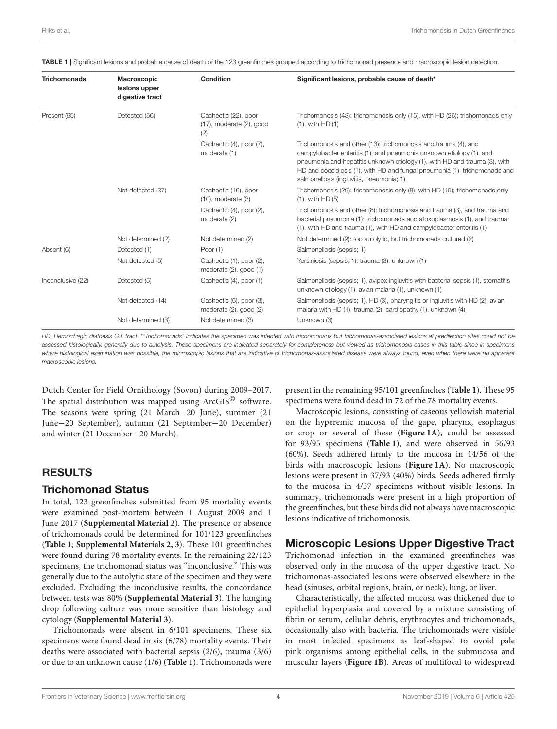**TABLE 1 |** Significant lesions and probable cause of death of the 123 greenfinches grouped according to trichomonad presence and macroscopic lesion detection.

| Trichomonads | Macroscopic lesions upper digestive tract | Condition | Significant lesions, probable cause of death* |
|---|---|---|---|
| Present (95) | Detected (56) | Cachectic (22), poor (17), moderate (2), good (2) | Trichomonosis (43): trichomonosis only (15), with HD (26); trichomonads only (1), with HD (1) |
| | | Cachectic (4), poor (7), moderate (1) | Trichomonosis and other (13): trichomonosis and trauma (4), and campylobacter enteritis (1), and pneumonia unknown etiology (1), and pneumonia and hepatitis unknown etiology (1), with HD and trauma (3), with HD and coccidiosis (1), with HD and fungal pneumonia (1); trichomonads and salmonellosis (ingluvitis, pneumonia; 1) |
| | Not detected (37) | Cachectic (16), poor (10), moderate (3) | Trichomonosis (29): trichomonosis only (8), with HD (15); trichomonads only (1), with HD (5) |
| | | Cachectic (4), poor (2), moderate (2) | Trichomonosis and other (8): trichomonosis and trauma (3), and trauma and bacterial pneumonia (1); trichomonads and atoxoplasmosis (1), and trauma (1), with HD and trauma (1), with HD and campylobacter enteritis (1) |
| | Not determined (2) | Not determined (2) | Not determined (2): too autolytic, but trichomonads cultured (2) |
| Absent (6) | Detected (1) | Poor (1) | Salmonellosis (sepsis; 1) |
| | Not detected (5) | Cachectic (1), poor (2), moderate (2), good (1) | Yersiniosis (sepsis; 1), trauma (3), unknown (1) |
| Inconclusive (22) | Detected (5) | Cachectic (4), poor (1) | Salmonellosis (sepsis; 1), avipox ingluvitis with bacterial sepsis (1), stomatitis unknown etiology (1), avian malaria (1), unknown (1) |
| | Not detected (14) | Cachectic (6), poor (3), moderate (2), good (2) | Salmonellosis (sepsis; 1), HD (3), pharyngitis or ingluvitis with HD (2), avian malaria with HD (1), trauma (2), cardiopathy (1), unknown (4) |
| | Not determined (3) | Not determined (3) | Unknown (3) |

*HD, Hemorrhagic diathesis G.I. tract. *"Trichomonads" indicates the specimen was infected with trichomonads but trichomonas-associated lesions at predilection sites could not be assessed histologically, generally due to autolysis. These specimens are indicated separately for completeness but viewed as trichomonosis cases in this table since in specimens where histological examination was possible, the microscopic lesions that are indicative of trichomonas-associated disease were always found, even when there were no apparent macroscopic lesions.*

Dutch Center for Field Ornithology (Sovon) during 2009–2017. The spatial distribution was mapped using ArcGIS© software. The seasons were spring (21 March−20 June), summer (21 June−20 September), autumn (21 September−20 December) and winter (21 December−20 March).

## RESULTS

### Trichomonad Status

In total, 123 greenfinches submitted from 95 mortality events were examined post-mortem between 1 August 2009 and 1 June 2017 (**Supplemental Material 2**). The presence or absence of trichomonads could be determined for 101/123 greenfinches (**Table 1**; **Supplemental Materials 2, 3**). These 101 greenfinches were found during 78 mortality events. In the remaining 22/123 specimens, the trichomonad status was "inconclusive." This was generally due to the autolytic state of the specimen and they were excluded. Excluding the inconclusive results, the concordance between tests was 80% (**Supplemental Material 3**). The hanging drop following culture was more sensitive than histology and cytology (**Supplemental Material 3**).

Trichomonads were absent in 6/101 specimens. These six specimens were found dead in six (6/78) mortality events. Their deaths were associated with bacterial sepsis (2/6), trauma (3/6) or due to an unknown cause (1/6) (**Table 1**). Trichomonads were present in the remaining 95/101 greenfinches (**Table 1**). These 95 specimens were found dead in 72 of the 78 mortality events.

Macroscopic lesions, consisting of caseous yellowish material on the hyperemic mucosa of the gape, pharynx, esophagus or crop or several of these (**Figure 1A**), could be assessed for 93/95 specimens (**Table 1**), and were observed in 56/93 (60%). Seeds adhered firmly to the mucosa in 14/56 of the birds with macroscopic lesions (**Figure 1A**). No macroscopic lesions were present in 37/93 (40%) birds. Seeds adhered firmly to the mucosa in 4/37 specimens without visible lesions. In summary, trichomonads were present in a high proportion of the greenfinches, but these birds did not always have macroscopic lesions indicative of trichomonosis.

### Microscopic Lesions Upper Digestive Tract

Trichomonad infection in the examined greenfinches was observed only in the mucosa of the upper digestive tract. No trichomonas-associated lesions were observed elsewhere in the head (sinuses, orbital regions, brain, or neck), lung, or liver.

Characteristically, the affected mucosa was thickened due to epithelial hyperplasia and covered by a mixture consisting of fibrin or serum, cellular debris, erythrocytes and trichomonads, occasionally also with bacteria. The trichomonads were visible in most infected specimens as leaf-shaped to ovoid pale pink organisms among epithelial cells, in the submucosa and muscular layers (**Figure 1B**). Areas of multifocal to widespread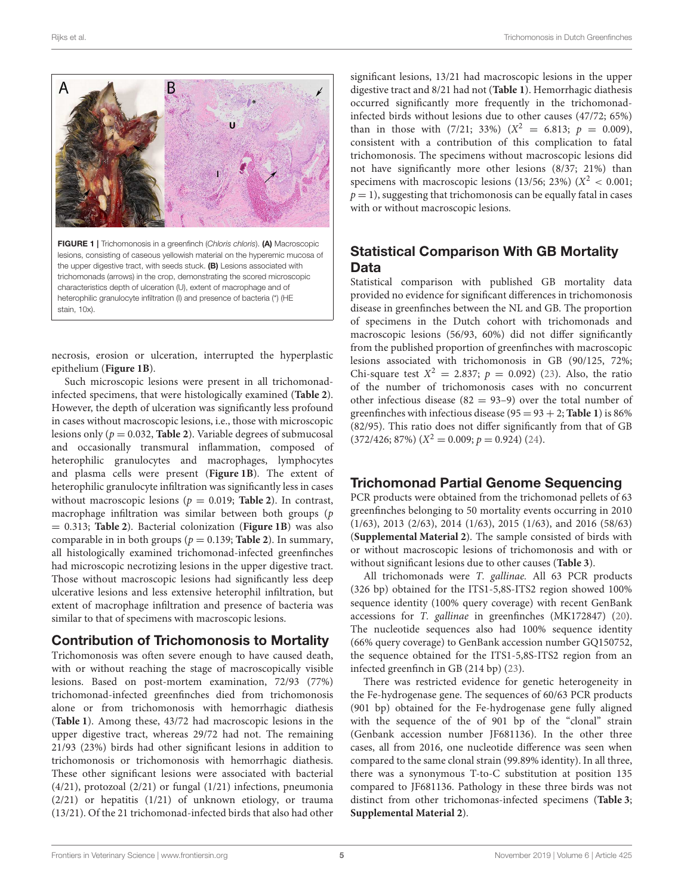FIGURE 1 | Trichomonosis in a greenfinch (*Chloris chloris*). **(A)** Macroscopic lesions, consisting of caseous yellowish material on the hyperemic mucosa of the upper digestive tract, with seeds stuck. **(B)** Lesions associated with trichomonads (arrows) in the crop, demonstrating the scored microscopic characteristics depth of ulceration (U), extent of macrophage and of heterophilic granulocyte infiltration (I) and presence of bacteria (*) (HE stain, 10x).

necrosis, erosion or ulceration, interrupted the hyperplastic epithelium (**Figure 1B**).

Such microscopic lesions were present in all trichomonad-infected specimens, that were histologically examined (**Table 2**). However, the depth of ulceration was significantly less profound in cases without macroscopic lesions, i.e., those with microscopic lesions only ($p = 0.032$, **Table 2**). Variable degrees of submucosal and occasionally transmural inflammation, composed of heterophilic granulocytes and macrophages, lymphocytes and plasma cells were present (**Figure 1B**). The extent of heterophilic granulocyte infiltration was significantly less in cases without macroscopic lesions ($p = 0.019$; **Table 2**). In contrast, macrophage infiltration was similar between both groups ($p = 0.313$; **Table 2**). Bacterial colonization (**Figure 1B**) was also comparable in in both groups ($p = 0.139$; **Table 2**). In summary, all histologically examined trichomonad-infected greenfinches had microscopic necrotizing lesions in the upper digestive tract. Those without macroscopic lesions had significantly less deep ulcerative lesions and less extensive heterophil infiltration, but extent of macrophage infiltration and presence of bacteria was similar to that of specimens with macroscopic lesions.

## Contribution of Trichomonosis to Mortality

Trichomonosis was often severe enough to have caused death, with or without reaching the stage of macroscopically visible lesions. Based on post-mortem examination, 72/93 (77%) trichomonad-infected greenfinches died from trichomonosis alone or from trichomonosis with hemorrhagic diathesis (**Table 1**). Among these, 43/72 had macroscopic lesions in the upper digestive tract, whereas 29/72 had not. The remaining 21/93 (23%) birds had other significant lesions in addition to trichomonosis or trichomonosis with hemorrhagic diathesis. These other significant lesions were associated with bacterial (4/21), protozoal (2/21) or fungal (1/21) infections, pneumonia (2/21) or hepatitis (1/21) of unknown etiology, or trauma (13/21). Of the 21 trichomonad-infected birds that also had other significant lesions, 13/21 had macroscopic lesions in the upper digestive tract and 8/21 had not (**Table 1**). Hemorrhagic diathesis occurred significantly more frequently in the trichomonad-infected birds without lesions due to other causes (47/72; 65%) than in those with (7/21; 33%) ($X^2 = 6.813$; $p = 0.009$), consistent with a contribution of this complication to fatal trichomonosis. The specimens without macroscopic lesions did not have significantly more other lesions (8/37; 21%) than specimens with macroscopic lesions (13/56; 23%) ($X^2 < 0.001$; $p = 1$), suggesting that trichomonosis can be equally fatal in cases with or without macroscopic lesions.

## Statistical Comparison With GB Mortality Data

Statistical comparison with published GB mortality data provided no evidence for significant differences in trichomonosis disease in greenfinches between the NL and GB. The proportion of specimens in the Dutch cohort with trichomonads and macroscopic lesions (56/93, 60%) did not differ significantly from the published proportion of greenfinches with macroscopic lesions associated with trichomonosis in GB (90/125, 72%; Chi-square test $X^2 = 2.837$; $p = 0.092$) (23). Also, the ratio of the number of trichomonosis cases with no concurrent other infectious disease (82 = 93–9) over the total number of greenfinches with infectious disease (95 = 93 + 2; **Table 1**) is 86% (82/95). This ratio does not differ significantly from that of GB (372/426; 87%) ($X^2 = 0.009$; $p = 0.924$) (24).

## Trichomonad Partial Genome Sequencing

PCR products were obtained from the trichomonad pellets of 63 greenfinches belonging to 50 mortality events occurring in 2010 (1/63), 2013 (2/63), 2014 (1/63), 2015 (1/63), and 2016 (58/63) (**Supplemental Material 2**). The sample consisted of birds with or without macroscopic lesions of trichomonosis and with or without significant lesions due to other causes (**Table 3**).

All trichomonads were *T. gallinae.* All 63 PCR products (326 bp) obtained for the ITS1-5,8S-ITS2 region showed 100% sequence identity (100% query coverage) with recent GenBank accessions for *T. gallinae* in greenfinches (MK172847) (20). The nucleotide sequences also had 100% sequence identity (66% query coverage) to GenBank accession number GQ150752, the sequence obtained for the ITS1-5,8S-ITS2 region from an infected greenfinch in GB (214 bp) (23).

There was restricted evidence for genetic heterogeneity in the Fe-hydrogenase gene. The sequences of 60/63 PCR products (901 bp) obtained for the Fe-hydrogenase gene fully aligned with the sequence of the of 901 bp of the "clonal" strain (Genbank accession number JF681136). In the other three cases, all from 2016, one nucleotide difference was seen when compared to the same clonal strain (99.89% identity). In all three, there was a synonymous T-to-C substitution at position 135 compared to JF681136. Pathology in these three birds was not distinct from other trichomonas-infected specimens (**Table 3**; **Supplemental Material 2**).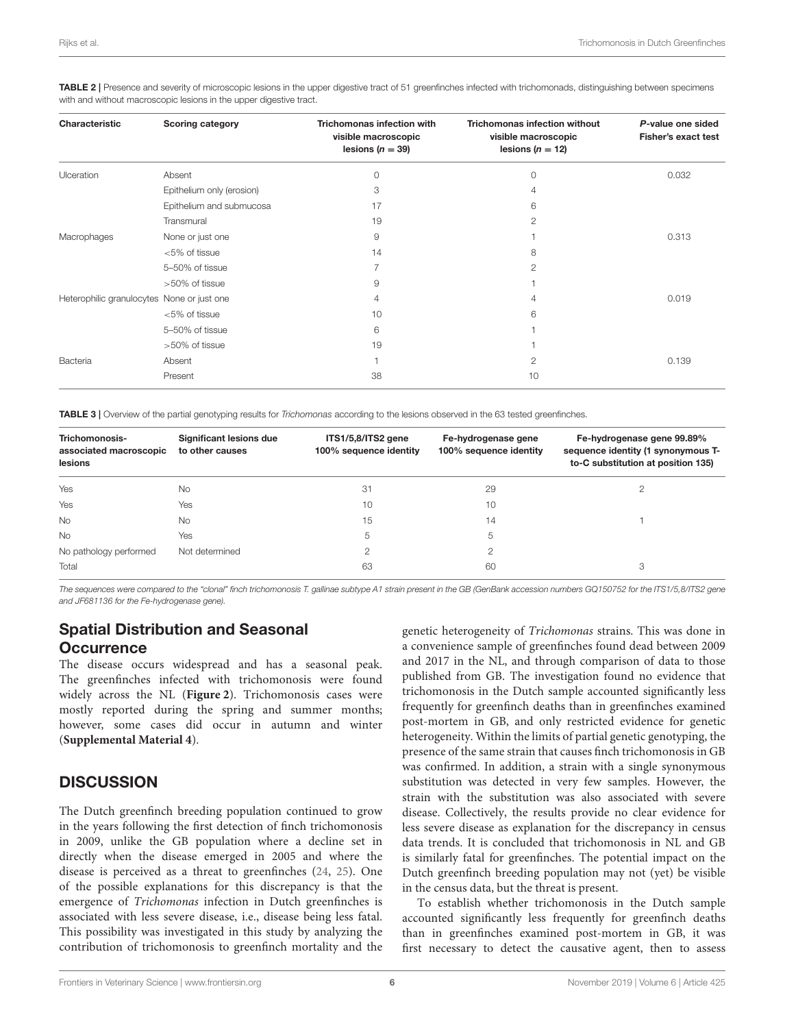**TABLE 2 |** Presence and severity of microscopic lesions in the upper digestive tract of 51 greenfinches infected with trichomonads, distinguishing between specimens with and without macroscopic lesions in the upper digestive tract.

| Characteristic | Scoring category | Trichomonas infection with visible macroscopic lesions ($n = 39$) | Trichomonas infection without visible macroscopic lesions ($n = 12$) | *P*-value one sided Fisher's exact test |
|---|---|---|---|---|
| Ulceration | Absent | 0 | 0 | 0.032 |
| | Epithelium only (erosion) | 3 | 4 | |
| | Epithelium and submucosa | 17 | 6 | |
| | Transmural | 19 | 2 | |
| Macrophages | None or just one | 9 | 1 | 0.313 |
| | <5% of tissue | 14 | 8 | |
| | 5–50% of tissue | 7 | 2 | |
| | >50% of tissue | 9 | 1 | |
| Heterophilic granulocytes | None or just one | 4 | 4 | 0.019 |
| | <5% of tissue | 10 | 6 | |
| | 5–50% of tissue | 6 | 1 | |
| | >50% of tissue | 19 | 1 | |
| Bacteria | Absent | 1 | 2 | 0.139 |
| | Present | 38 | 10 | |

**TABLE 3 |** Overview of the partial genotyping results for *Trichomonas* according to the lesions observed in the 63 tested greenfinches.

| Trichomonosis-associated macroscopic lesions | Significant lesions due to other causes | ITS1/5,8/ITS2 gene 100% sequence identity | Fe-hydrogenase gene 100% sequence identity | Fe-hydrogenase gene 99.89% sequence identity (1 synonymous T-to-C substitution at position 135) |
|---|---|---|---|---|
| Yes | No | 31 | 29 | 2 |
| Yes | Yes | 10 | 10 | |
| No | No | 15 | 14 | 1 |
| No | Yes | 5 | 5 | |
| No pathology performed | Not determined | 2 | 2 | |
| Total | | 63 | 60 | 3 |

*The sequences were compared to the "clonal" finch trichomonosis T. gallinae subtype A1 strain present in the GB (GenBank accession numbers GQ150752 for the ITS1/5,8/ITS2 gene and JF681136 for the Fe-hydrogenase gene).*

## Spatial Distribution and Seasonal Occurrence

The disease occurs widespread and has a seasonal peak. The greenfinches infected with trichomonosis were found widely across the NL (**Figure 2**). Trichomonosis cases were mostly reported during the spring and summer months; however, some cases did occur in autumn and winter (**Supplemental Material 4**).

# DISCUSSION

The Dutch greenfinch breeding population continued to grow in the years following the first detection of finch trichomonosis in 2009, unlike the GB population where a decline set in directly when the disease emerged in 2005 and where the disease is perceived as a threat to greenfinches (24, 25). One of the possible explanations for this discrepancy is that the emergence of *Trichomonas* infection in Dutch greenfinches is associated with less severe disease, i.e., disease being less fatal. This possibility was investigated in this study by analyzing the contribution of trichomonosis to greenfinch mortality and the genetic heterogeneity of *Trichomonas* strains. This was done in a convenience sample of greenfinches found dead between 2009 and 2017 in the NL, and through comparison of data to those published from GB. The investigation found no evidence that trichomonosis in the Dutch sample accounted significantly less frequently for greenfinch deaths than in greenfinches examined post-mortem in GB, and only restricted evidence for genetic heterogeneity. Within the limits of partial genetic genotyping, the presence of the same strain that causes finch trichomonosis in GB was confirmed. In addition, a strain with a single synonymous substitution was detected in very few samples. However, the strain with the substitution was also associated with severe disease. Collectively, the results provide no clear evidence for less severe disease as explanation for the discrepancy in census data trends. It is concluded that trichomonosis in NL and GB is similarly fatal for greenfinches. The potential impact on the Dutch greenfinch breeding population may not (yet) be visible in the census data, but the threat is present.

To establish whether trichomonosis in the Dutch sample accounted significantly less frequently for greenfinch deaths than in greenfinches examined post-mortem in GB, it was first necessary to detect the causative agent, then to assess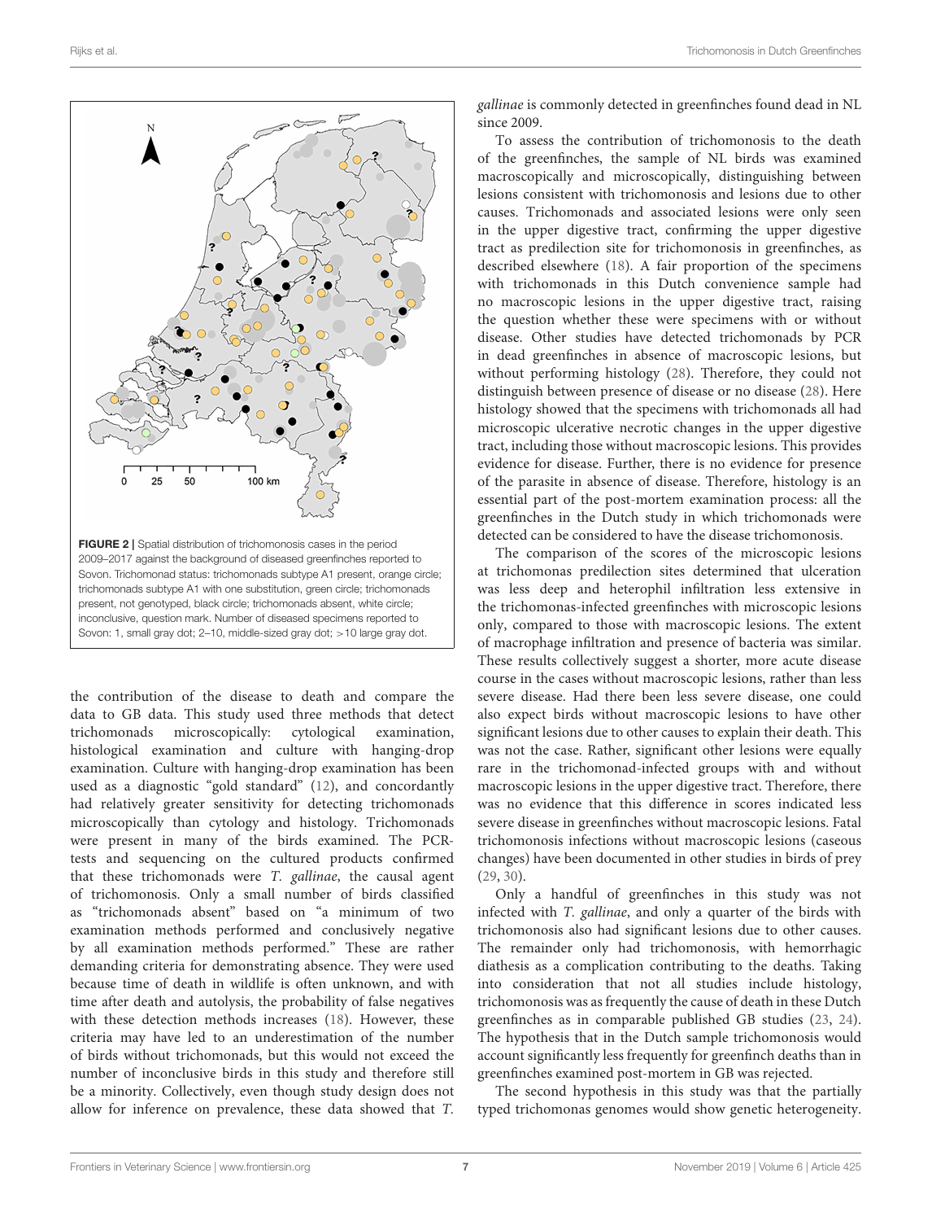FIGURE 2 | Spatial distribution of trichomonosis cases in the period 2009–2017 against the background of diseased greenfinches reported to Sovon. Trichomonad status: trichomonads subtype A1 present, orange circle; trichomonads subtype A1 with one substitution, green circle; trichomonads present, not genotyped, black circle; trichomonads absent, white circle; inconclusive, question mark. Number of diseased specimens reported to Sovon: 1, small gray dot; 2–10, middle-sized gray dot; >10 large gray dot.

the contribution of the disease to death and compare the data to GB data. This study used three methods that detect trichomonads microscopically: cytological examination, histological examination and culture with hanging-drop examination. Culture with hanging-drop examination has been used as a diagnostic "gold standard" (12), and concordantly had relatively greater sensitivity for detecting trichomonads microscopically than cytology and histology. Trichomonads were present in many of the birds examined. The PCR-tests and sequencing on the cultured products confirmed that these trichomonads were *T. gallinae*, the causal agent of trichomonosis. Only a small number of birds classified as "trichomonads absent" based on "a minimum of two examination methods performed and conclusively negative by all examination methods performed." These are rather demanding criteria for demonstrating absence. They were used because time of death in wildlife is often unknown, and with time after death and autolysis, the probability of false negatives with these detection methods increases (18). However, these criteria may have led to an underestimation of the number of birds without trichomonads, but this would not exceed the number of inconclusive birds in this study and therefore still be a minority. Collectively, even though study design does not allow for inference on prevalence, these data showed that *T. gallinae* is commonly detected in greenfinches found dead in NL since 2009.

To assess the contribution of trichomonosis to the death of the greenfinches, the sample of NL birds was examined macroscopically and microscopically, distinguishing between lesions consistent with trichomonosis and lesions due to other causes. Trichomonads and associated lesions were only seen in the upper digestive tract, confirming the upper digestive tract as predilection site for trichomonosis in greenfinches, as described elsewhere (18). A fair proportion of the specimens with trichomonads in this Dutch convenience sample had no macroscopic lesions in the upper digestive tract, raising the question whether these were specimens with or without disease. Other studies have detected trichomonads by PCR in dead greenfinches in absence of macroscopic lesions, but without performing histology (28). Therefore, they could not distinguish between presence of disease or no disease (28). Here histology showed that the specimens with trichomonads all had microscopic ulcerative necrotic changes in the upper digestive tract, including those without macroscopic lesions. This provides evidence for disease. Further, there is no evidence for presence of the parasite in absence of disease. Therefore, histology is an essential part of the post-mortem examination process: all the greenfinches in the Dutch study in which trichomonads were detected can be considered to have the disease trichomonosis.

The comparison of the scores of the microscopic lesions at trichomonas predilection sites determined that ulceration was less deep and heterophil infiltration less extensive in the trichomonas-infected greenfinches with microscopic lesions only, compared to those with macroscopic lesions. The extent of macrophage infiltration and presence of bacteria was similar. These results collectively suggest a shorter, more acute disease course in the cases without macroscopic lesions, rather than less severe disease. Had there been less severe disease, one could also expect birds without macroscopic lesions to have other significant lesions due to other causes to explain their death. This was not the case. Rather, significant other lesions were equally rare in the trichomonad-infected groups with and without macroscopic lesions in the upper digestive tract. Therefore, there was no evidence that this difference in scores indicated less severe disease in greenfinches without macroscopic lesions. Fatal trichomonosis infections without macroscopic lesions (caseous changes) have been documented in other studies in birds of prey (29, 30).

Only a handful of greenfinches in this study was not infected with *T. gallinae*, and only a quarter of the birds with trichomonosis also had significant lesions due to other causes. The remainder only had trichomonosis, with hemorrhagic diathesis as a complication contributing to the deaths. Taking into consideration that not all studies include histology, trichomonosis was as frequently the cause of death in these Dutch greenfinches as in comparable published GB studies (23, 24). The hypothesis that in the Dutch sample trichomonosis would account significantly less frequently for greenfinch deaths than in greenfinches examined post-mortem in GB was rejected.

The second hypothesis in this study was that the partially typed trichomonas genomes would show genetic heterogeneity.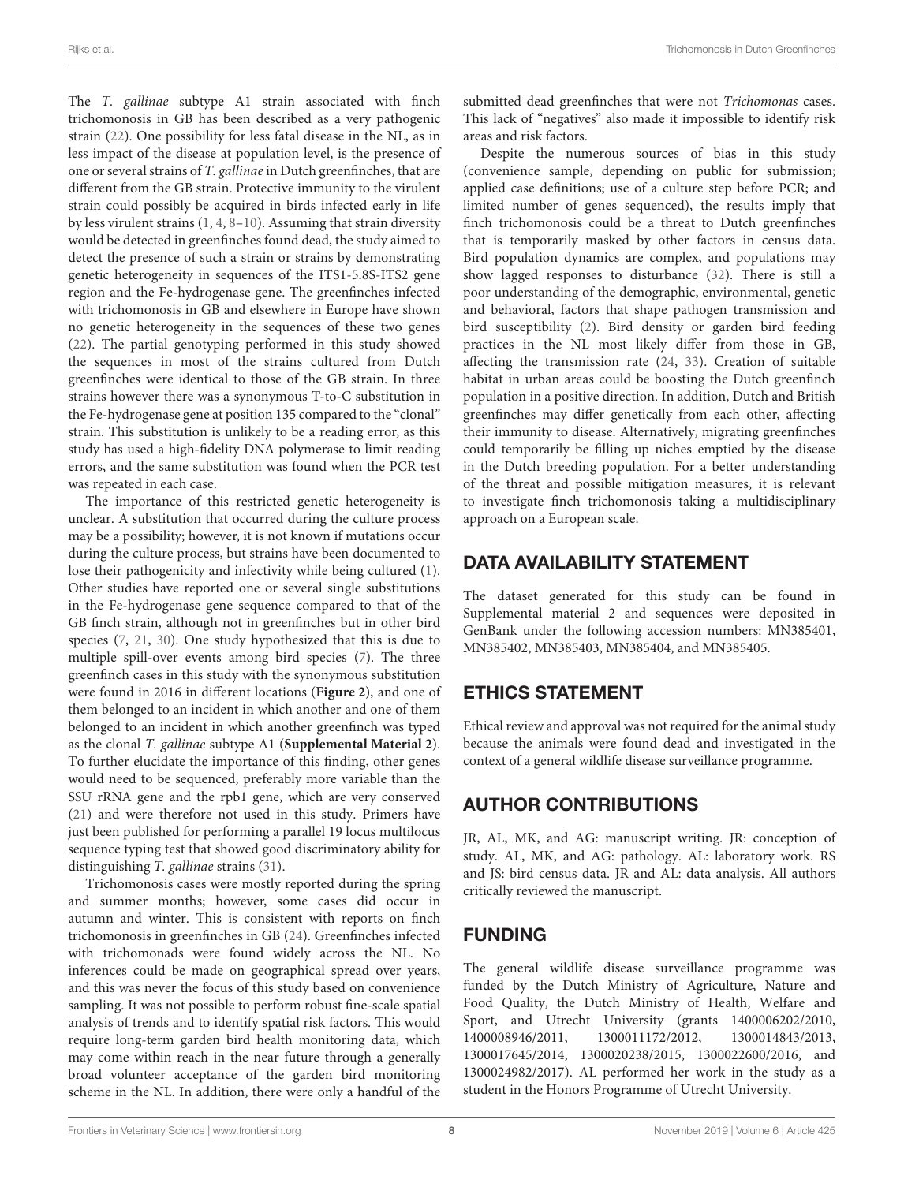The *T. gallinae* subtype A1 strain associated with finch trichomonosis in GB has been described as a very pathogenic strain (22). One possibility for less fatal disease in the NL, as in less impact of the disease at population level, is the presence of one or several strains of *T. gallinae* in Dutch greenfinches, that are different from the GB strain. Protective immunity to the virulent strain could possibly be acquired in birds infected early in life by less virulent strains (1, 4, 8–10). Assuming that strain diversity would be detected in greenfinches found dead, the study aimed to detect the presence of such a strain or strains by demonstrating genetic heterogeneity in sequences of the ITS1-5.8S-ITS2 gene region and the Fe-hydrogenase gene. The greenfinches infected with trichomonosis in GB and elsewhere in Europe have shown no genetic heterogeneity in the sequences of these two genes (22). The partial genotyping performed in this study showed the sequences in most of the strains cultured from Dutch greenfinches were identical to those of the GB strain. In three strains however there was a synonymous T-to-C substitution in the Fe-hydrogenase gene at position 135 compared to the "clonal" strain. This substitution is unlikely to be a reading error, as this study has used a high-fidelity DNA polymerase to limit reading errors, and the same substitution was found when the PCR test was repeated in each case.

The importance of this restricted genetic heterogeneity is unclear. A substitution that occurred during the culture process may be a possibility; however, it is not known if mutations occur during the culture process, but strains have been documented to lose their pathogenicity and infectivity while being cultured (1). Other studies have reported one or several single substitutions in the Fe-hydrogenase gene sequence compared to that of the GB finch strain, although not in greenfinches but in other bird species (7, 21, 30). One study hypothesized that this is due to multiple spill-over events among bird species (7). The three greenfinch cases in this study with the synonymous substitution were found in 2016 in different locations (**Figure 2**), and one of them belonged to an incident in which another and one of them belonged to an incident in which another greenfinch was typed as the clonal *T. gallinae* subtype A1 (**Supplemental Material 2**). To further elucidate the importance of this finding, other genes would need to be sequenced, preferably more variable than the SSU rRNA gene and the rpb1 gene, which are very conserved (21) and were therefore not used in this study. Primers have just been published for performing a parallel 19 locus multilocus sequence typing test that showed good discriminatory ability for distinguishing *T. gallinae* strains (31).

Trichomonosis cases were mostly reported during the spring and summer months; however, some cases did occur in autumn and winter. This is consistent with reports on finch trichomonosis in greenfinches in GB (24). Greenfinches infected with trichomonads were found widely across the NL. No inferences could be made on geographical spread over years, and this was never the focus of this study based on convenience sampling. It was not possible to perform robust fine-scale spatial analysis of trends and to identify spatial risk factors. This would require long-term garden bird health monitoring data, which may come within reach in the near future through a generally broad volunteer acceptance of the garden bird monitoring scheme in the NL. In addition, there were only a handful of the submitted dead greenfinches that were not *Trichomonas* cases. This lack of "negatives" also made it impossible to identify risk areas and risk factors.

Despite the numerous sources of bias in this study (convenience sample, depending on public for submission; applied case definitions; use of a culture step before PCR; and limited number of genes sequenced), the results imply that finch trichomonosis could be a threat to Dutch greenfinches that is temporarily masked by other factors in census data. Bird population dynamics are complex, and populations may show lagged responses to disturbance (32). There is still a poor understanding of the demographic, environmental, genetic and behavioral, factors that shape pathogen transmission and bird susceptibility (2). Bird density or garden bird feeding practices in the NL most likely differ from those in GB, affecting the transmission rate (24, 33). Creation of suitable habitat in urban areas could be boosting the Dutch greenfinch population in a positive direction. In addition, Dutch and British greenfinches may differ genetically from each other, affecting their immunity to disease. Alternatively, migrating greenfinches could temporarily be filling up niches emptied by the disease in the Dutch breeding population. For a better understanding of the threat and possible mitigation measures, it is relevant to investigate finch trichomonosis taking a multidisciplinary approach on a European scale.

## DATA AVAILABILITY STATEMENT

The dataset generated for this study can be found in Supplemental material 2 and sequences were deposited in GenBank under the following accession numbers: MN385401, MN385402, MN385403, MN385404, and MN385405.

## ETHICS STATEMENT

Ethical review and approval was not required for the animal study because the animals were found dead and investigated in the context of a general wildlife disease surveillance programme.

## AUTHOR CONTRIBUTIONS

JR, AL, MK, and AG: manuscript writing. JR: conception of study. AL, MK, and AG: pathology. AL: laboratory work. RS and JS: bird census data. JR and AL: data analysis. All authors critically reviewed the manuscript.

## FUNDING

The general wildlife disease surveillance programme was funded by the Dutch Ministry of Agriculture, Nature and Food Quality, the Dutch Ministry of Health, Welfare and Sport, and Utrecht University (grants 1400006202/2010, 1400008946/2011, 1300011172/2012, 1300014843/2013, 1300017645/2014, 1300020238/2015, 1300022600/2016, and 1300024982/2017). AL performed her work in the study as a student in the Honors Programme of Utrecht University.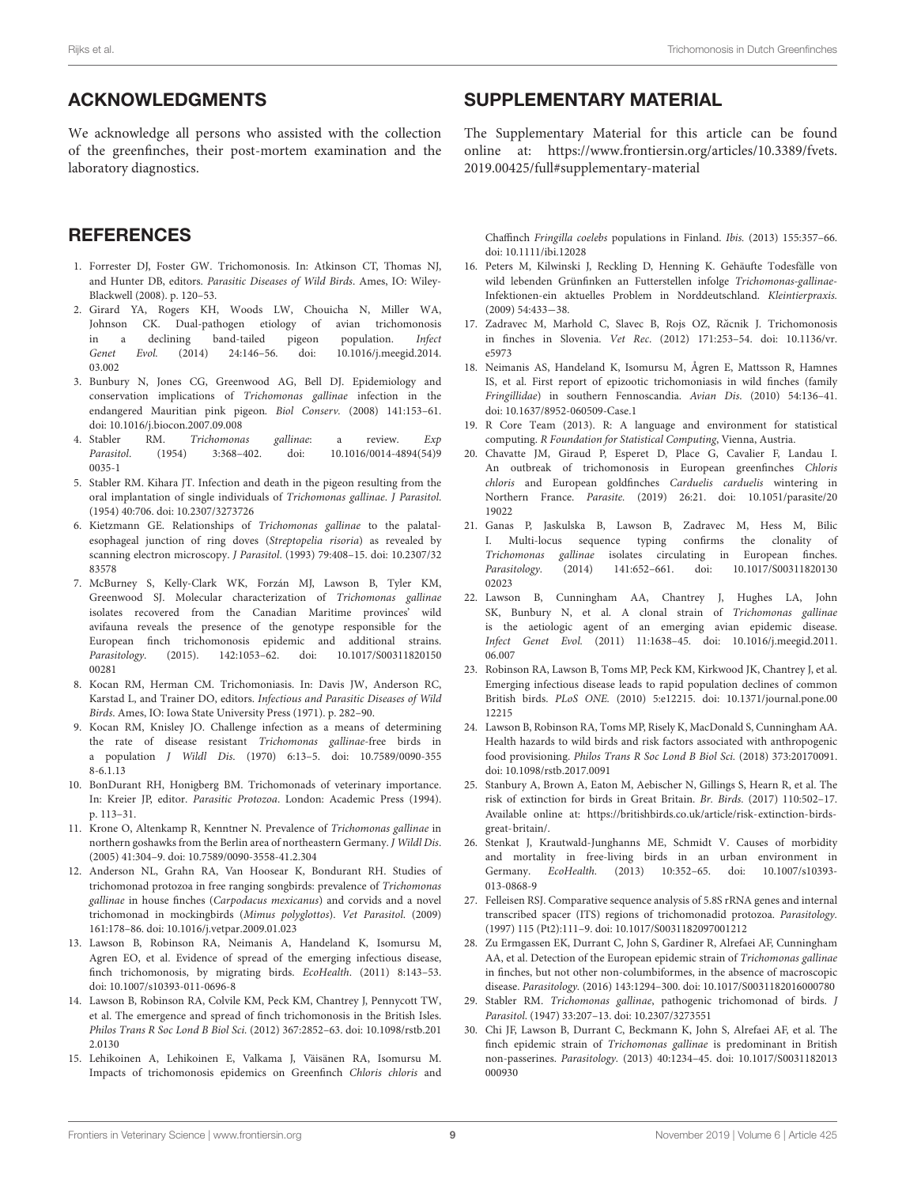## ACKNOWLEDGMENTS

We acknowledge all persons who assisted with the collection of the greenfinches, their post-mortem examination and the laboratory diagnostics.

## SUPPLEMENTARY MATERIAL

The Supplementary Material for this article can be found online at: https://www.frontiersin.org/articles/10.3389/fvets.2019.00425/full#supplementary-material

## REFERENCES

1. Forrester DJ, Foster GW. Trichomonosis. In: Atkinson CT, Thomas NJ, and Hunter DB, editors. *Parasitic Diseases of Wild Birds*. Ames, IO: Wiley-Blackwell (2008). p. 120–53.
2. Girard YA, Rogers KH, Woods LW, Chouicha N, Miller WA, Johnson CK. Dual-pathogen etiology of avian trichomonosis in a declining band-tailed pigeon population. *Infect Genet Evol.* (2014) 24:146–56. doi: 10.1016/j.meegid.2014.03.002
3. Bunbury N, Jones CG, Greenwood AG, Bell DJ. Epidemiology and conservation implications of *Trichomonas gallinae* infection in the endangered Mauritian pink pigeon. *Biol Conserv.* (2008) 141:153–61. doi: 10.1016/j.biocon.2007.09.008
4. Stabler RM. *Trichomonas gallinae*: a review. *Exp Parasitol*. (1954) 3:368–402. doi: 10.1016/0014-4894(54)90035-1
5. Stabler RM. Kihara JT. Infection and death in the pigeon resulting from the oral implantation of single individuals of *Trichomonas gallinae*. *J Parasitol.* (1954) 40:706. doi: 10.2307/3273726
6. Kietzmann GE. Relationships of *Trichomonas gallinae* to the palatal-esophageal junction of ring doves (*Streptopelia risoria*) as revealed by scanning electron microscopy. *J Parasitol.* (1993) 79:408–15. doi: 10.2307/3283578
7. McBurney S, Kelly-Clark WK, Forzán MJ, Lawson B, Tyler KM, Greenwood SJ. Molecular characterization of *Trichomonas gallinae* isolates recovered from the Canadian Maritime provinces' wild avifauna reveals the presence of the genotype responsible for the European finch trichomonosis epidemic and additional strains. *Parasitology*. (2015). 142:1053–62. doi: 10.1017/S0031182015000281
8. Kocan RM, Herman CM. Trichomoniasis. In: Davis JW, Anderson RC, Karstad L, and Trainer DO, editors. *Infectious and Parasitic Diseases of Wild Birds*. Ames, IO: Iowa State University Press (1971). p. 282–90.
9. Kocan RM, Knisley JO. Challenge infection as a means of determining the rate of disease resistant *Trichomonas gallinae*-free birds in a population *J Wildl Dis*. (1970) 6:13–5. doi: 10.7589/0090-3558-6.1.13
10. BonDurant RH, Honigberg BM. Trichomonads of veterinary importance. In: Kreier JP, editor. *Parasitic Protozoa*. London: Academic Press (1994). p. 113–31.
11. Krone O, Altenkamp R, Kenntner N. Prevalence of *Trichomonas gallinae* in northern goshawks from the Berlin area of northeastern Germany. *J Wildl Dis*. (2005) 41:304–9. doi: 10.7589/0090-3558-41.2.304
12. Anderson NL, Grahn RA, Van Hoosear K, Bondurant RH. Studies of trichomonad protozoa in free ranging songbirds: prevalence of *Trichomonas gallinae* in house finches (*Carpodacus mexicanus*) and corvids and a novel trichomonad in mockingbirds (*Mimus polyglottos*). *Vet Parasitol.* (2009) 161:178–86. doi: 10.1016/j.vetpar.2009.01.023
13. Lawson B, Robinson RA, Neimanis A, Handeland K, Isomursu M, Agren EO, et al. Evidence of spread of the emerging infectious disease, finch trichomonosis, by migrating birds. *EcoHealth*. (2011) 8:143–53. doi: 10.1007/s10393-011-0696-8
14. Lawson B, Robinson RA, Colvile KM, Peck KM, Chantrey J, Pennycott TW, et al. The emergence and spread of finch trichomonosis in the British Isles. *Philos Trans R Soc Lond B Biol Sci*. (2012) 367:2852–63. doi: 10.1098/rstb.2012.0130
15. Lehikoinen A, Lehikoinen E, Valkama J, Väisänen RA, Isomursu M. Impacts of trichomonosis epidemics on Greenfinch *Chloris chloris* and Chaffinch *Fringilla coelebs* populations in Finland. *Ibis.* (2013) 155:357–66. doi: 10.1111/ibi.12028
16. Peters M, Kilwinski J, Reckling D, Henning K. Gehäufte Todesfälle von wild lebenden Grünfinken an Futterstellen infolge *Trichomonas-gallinae*-Infektionen-ein aktuelles Problem in Norddeutschland. *Kleintierpraxis.* (2009) 54:433−38.
17. Zadravec M, Marhold C, Slavec B, Rojs OZ, Răcnik J. Trichomonosis in finches in Slovenia. *Vet Rec*. (2012) 171:253–54. doi: 10.1136/vr.e5973
18. Neimanis AS, Handeland K, Isomursu M, Ågren E, Mattsson R, Hamnes IS, et al. First report of epizootic trichomoniasis in wild finches (family *Fringillidae*) in southern Fennoscandia. *Avian Dis*. (2010) 54:136–41. doi: 10.1637/8952-060509-Case.1
19. R Core Team (2013). R: A language and environment for statistical computing. *R Foundation for Statistical Computing*, Vienna, Austria.
20. Chavatte JM, Giraud P, Esperet D, Place G, Cavalier F, Landau I. An outbreak of trichomonosis in European greenfinches *Chloris chloris* and European goldfinches *Carduelis carduelis* wintering in Northern France. *Parasite.* (2019) 26:21. doi: 10.1051/parasite/2019022
21. Ganas P, Jaskulska B, Lawson B, Zadravec M, Hess M, Bilic I. Multi-locus sequence typing confirms the clonality of *Trichomonas gallinae* isolates circulating in European finches. *Parasitology*. (2014) 141:652–661. doi: 10.1017/S0031182013002023
22. Lawson B, Cunningham AA, Chantrey J, Hughes LA, John SK, Bunbury N, et al. A clonal strain of *Trichomonas gallinae* is the aetiologic agent of an emerging avian epidemic disease. *Infect Genet Evol.* (2011) 11:1638–45. doi: 10.1016/j.meegid.2011.06.007
23. Robinson RA, Lawson B, Toms MP, Peck KM, Kirkwood JK, Chantrey J, et al. Emerging infectious disease leads to rapid population declines of common British birds. *PLoS ONE*. (2010) 5:e12215. doi: 10.1371/journal.pone.0012215
24. Lawson B, Robinson RA, Toms MP, Risely K, MacDonald S, Cunningham AA. Health hazards to wild birds and risk factors associated with anthropogenic food provisioning. *Philos Trans R Soc Lond B Biol Sci.* (2018) 373:20170091. doi: 10.1098/rstb.2017.0091
25. Stanbury A, Brown A, Eaton M, Aebischer N, Gillings S, Hearn R, et al. The risk of extinction for birds in Great Britain. *Br. Birds*. (2017) 110:502–17. Available online at: https://britishbirds.co.uk/article/risk-extinction-birds-great-britain/.
26. Stenkat J, Krautwald-Junghanns ME, Schmidt V. Causes of morbidity and mortality in free-living birds in an urban environment in Germany. *EcoHealth*. (2013) 10:352–65. doi: 10.1007/s10393-013-0868-9
27. Felleisen RSJ. Comparative sequence analysis of 5.8S rRNA genes and internal transcribed spacer (ITS) regions of trichomonadid protozoa. *Parasitology.* (1997) 115 (Pt2):111–9. doi: 10.1017/S0031182097001212
28. Zu Ermgassen EK, Durrant C, John S, Gardiner R, Alrefaei AF, Cunningham AA, et al. Detection of the European epidemic strain of *Trichomonas gallinae* in finches, but not other non-columbiformes, in the absence of macroscopic disease. *Parasitology.* (2016) 143:1294–300. doi: 10.1017/S0031182016000780
29. Stabler RM. *Trichomonas gallinae*, pathogenic trichomonad of birds. *J Parasitol*. (1947) 33:207–13. doi: 10.2307/3273551
30. Chi JF, Lawson B, Durrant C, Beckmann K, John S, Alrefaei AF, et al. The finch epidemic strain of *Trichomonas gallinae* is predominant in British non-passerines. *Parasitology*. (2013) 40:1234–45. doi: 10.1017/S0031182013000930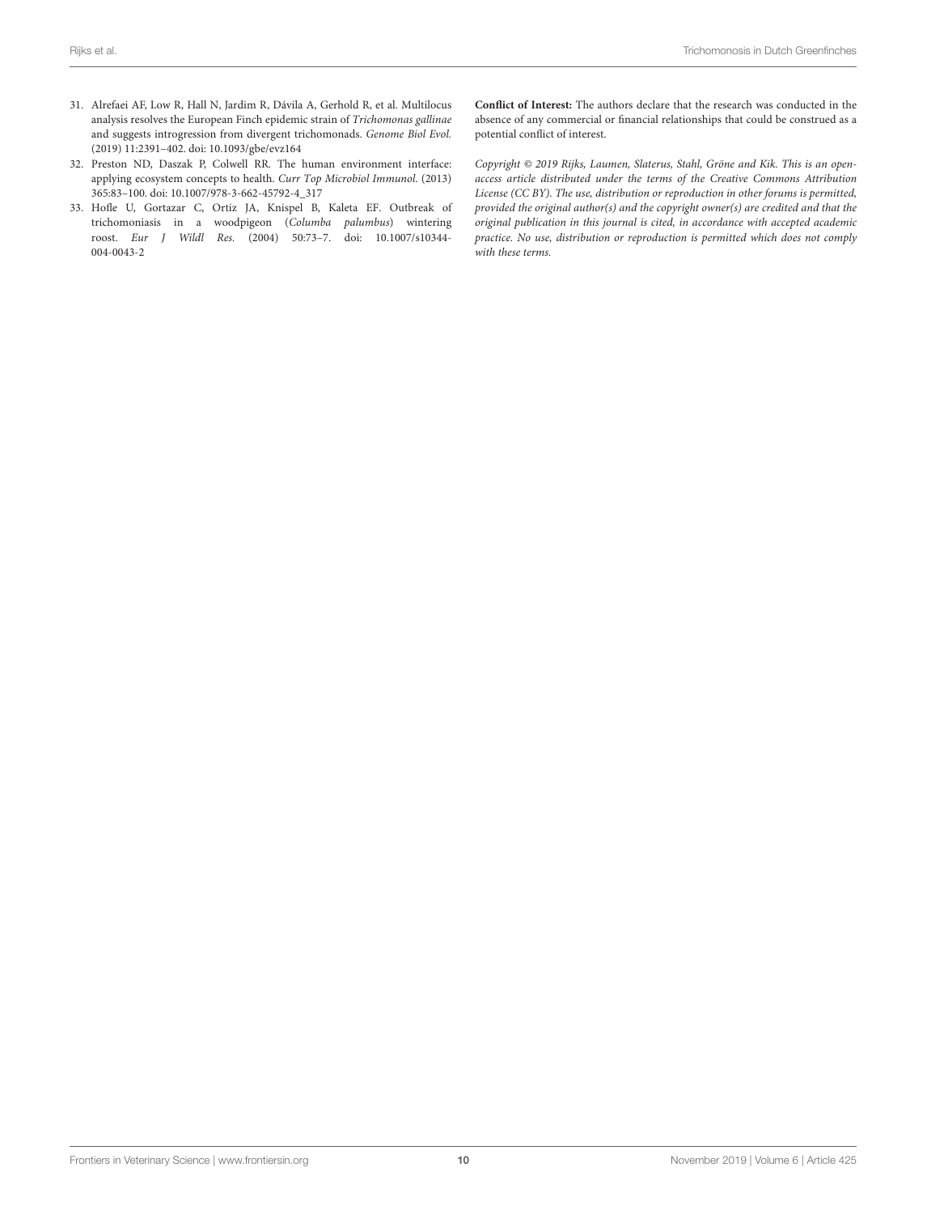31. Alrefaei AF, Low R, Hall N, Jardim R, Dávila A, Gerhold R, et al. Multilocus analysis resolves the European Finch epidemic strain of *Trichomonas gallinae* and suggests introgression from divergent trichomonads. *Genome Biol Evol.* (2019) 11:2391–402. doi: 10.1093/gbe/evz164
32. Preston ND, Daszak P, Colwell RR. The human environment interface: applying ecosystem concepts to health. *Curr Top Microbiol Immunol.* (2013) 365:83–100. doi: 10.1007/978-3-662-45792-4_317
33. Hofle U, Gortazar C, Ortiz JA, Knispel B, Kaleta EF. Outbreak of trichomoniasis in a woodpigeon (*Columba palumbus*) wintering roost. *Eur J Wildl Res.* (2004) 50:73–7. doi: 10.1007/s10344-004-0043-2

**Conflict of Interest:** The authors declare that the research was conducted in the absence of any commercial or financial relationships that could be construed as a potential conflict of interest.

*Copyright © 2019 Rijks, Laumen, Slaterus, Stahl, Gröne and Kik. This is an open-access article distributed under the terms of the Creative Commons Attribution License (CC BY). The use, distribution or reproduction in other forums is permitted, provided the original author(s) and the copyright owner(s) are credited and that the original publication in this journal is cited, in accordance with accepted academic practice. No use, distribution or reproduction is permitted which does not comply with these terms.*